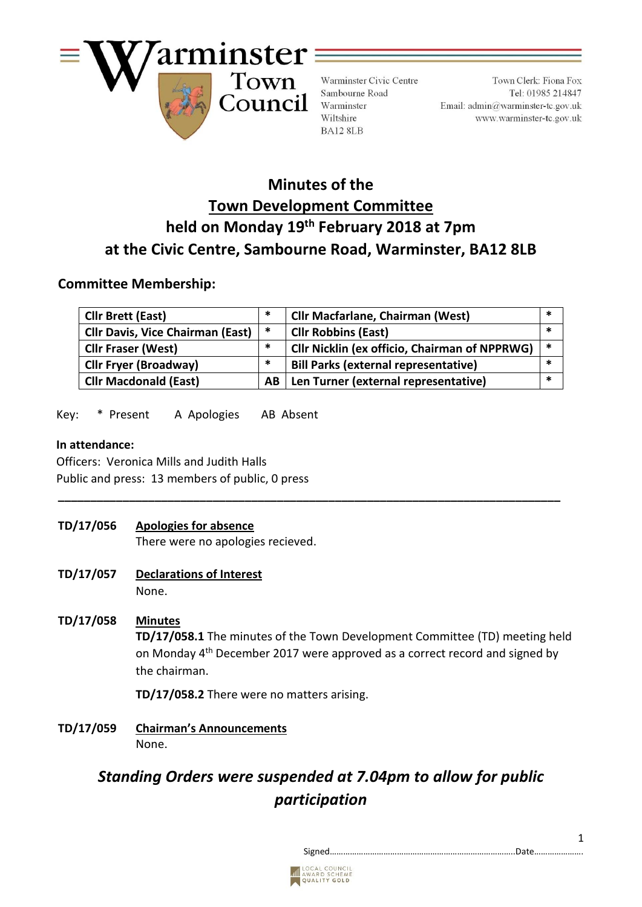Warminster Town Council

Warminster Civic Centre
Sambourne Road
Warminster
Wiltshire
BA12 8LB

Town Clerk: Fiona Fox
Tel: 01985 214847
Email: admin@warminster-tc.gov.uk
www.warminster-tc.gov.uk

# Minutes of the
# Town Development Committee
# held on Monday 19th February 2018 at 7pm
# at the Civic Centre, Sambourne Road, Warminster, BA12 8LB

## Committee Membership:

| Cllr Brett (East) | * | Cllr Macfarlane, Chairman (West) | * |
|---|---|---|---|
| Cllr Davis, Vice Chairman (East) | * | Cllr Robbins (East) | * |
| Cllr Fraser (West) | * | Cllr Nicklin (ex officio, Chairman of NPPRWG) | * |
| Cllr Fryer (Broadway) | * | Bill Parks (external representative) | * |
| Cllr Macdonald (East) | AB | Len Turner (external representative) | * |

Key: * Present A Apologies AB Absent

**In attendance:**
Officers: Veronica Mills and Judith Halls
Public and press: 13 members of public, 0 press

---

**TD/17/056** **Apologies for absence**
There were no apologies recieved.

**TD/17/057** **Declarations of Interest**
None.

**TD/17/058** **Minutes**
**TD/17/058.1** The minutes of the Town Development Committee (TD) meeting held on Monday 4th December 2017 were approved as a correct record and signed by the chairman.

**TD/17/058.2** There were no matters arising.

**TD/17/059** **Chairman's Announcements**
None.

***Standing Orders were suspended at 7.04pm to allow for public participation***

Signed……………………………………………………………………….Date…………………..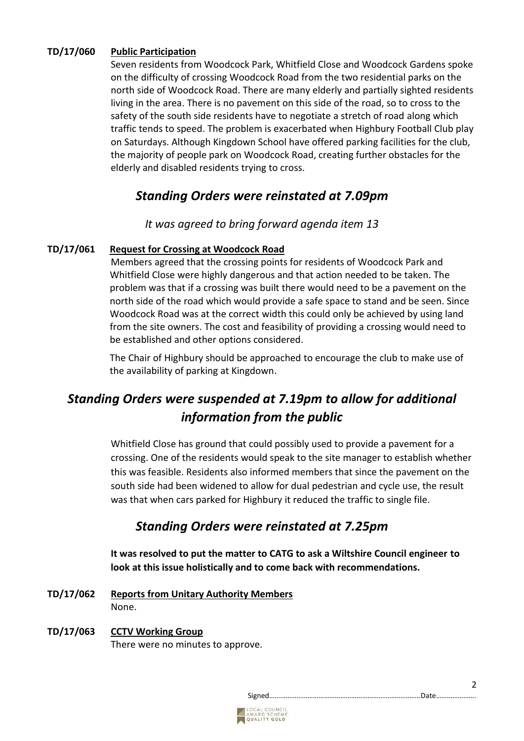**TD/17/060 Public Participation**

Seven residents from Woodcock Park, Whitfield Close and Woodcock Gardens spoke on the difficulty of crossing Woodcock Road from the two residential parks on the north side of Woodcock Road. There are many elderly and partially sighted residents living in the area. There is no pavement on this side of the road, so to cross to the safety of the south side residents have to negotiate a stretch of road along which traffic tends to speed. The problem is exacerbated when Highbury Football Club play on Saturdays. Although Kingdown School have offered parking facilities for the club, the majority of people park on Woodcock Road, creating further obstacles for the elderly and disabled residents trying to cross.

## *Standing Orders were reinstated at 7.09pm*

*It was agreed to bring forward agenda item 13*

**TD/17/061 Request for Crossing at Woodcock Road**

Members agreed that the crossing points for residents of Woodcock Park and Whitfield Close were highly dangerous and that action needed to be taken. The problem was that if a crossing was built there would need to be a pavement on the north side of the road which would provide a safe space to stand and be seen. Since Woodcock Road was at the correct width this could only be achieved by using land from the site owners. The cost and feasibility of providing a crossing would need to be established and other options considered.

The Chair of Highbury should be approached to encourage the club to make use of the availability of parking at Kingdown.

## *Standing Orders were suspended at 7.19pm to allow for additional information from the public*

Whitfield Close has ground that could possibly used to provide a pavement for a crossing. One of the residents would speak to the site manager to establish whether this was feasible. Residents also informed members that since the pavement on the south side had been widened to allow for dual pedestrian and cycle use, the result was that when cars parked for Highbury it reduced the traffic to single file.

## *Standing Orders were reinstated at 7.25pm*

**It was resolved to put the matter to CATG to ask a Wiltshire Council engineer to look at this issue holistically and to come back with recommendations.**

**TD/17/062 Reports from Unitary Authority Members**

None.

**TD/17/063 CCTV Working Group**

There were no minutes to approve.

Signed………………………………………………………………………..Date…………………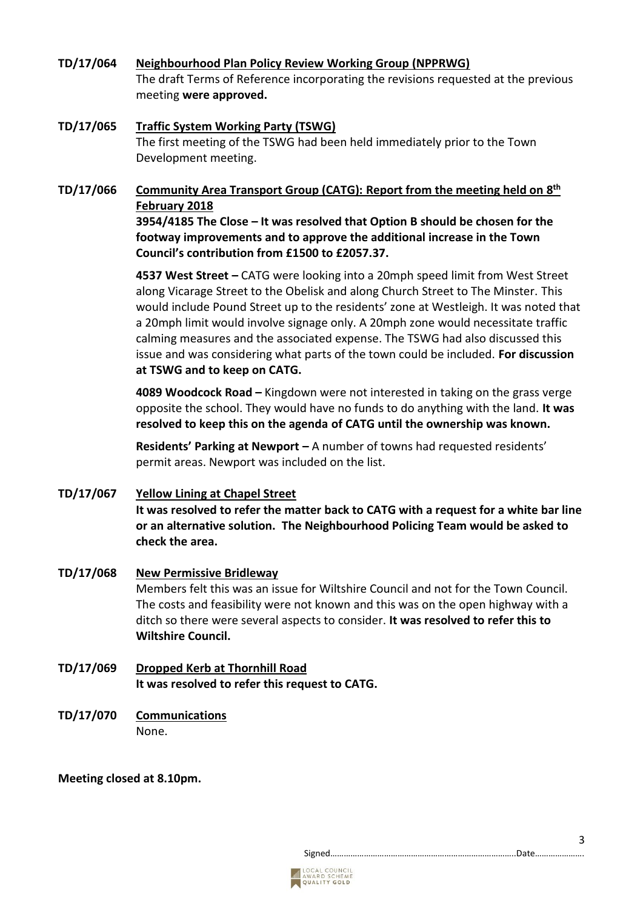**TD/17/064 Neighbourhood Plan Policy Review Working Group (NPPRWG)**

The draft Terms of Reference incorporating the revisions requested at the previous meeting **were approved.**

**TD/17/065 Traffic System Working Party (TSWG)**

The first meeting of the TSWG had been held immediately prior to the Town Development meeting.

**TD/17/066 Community Area Transport Group (CATG): Report from the meeting held on 8th February 2018**

**3954/4185 The Close – It was resolved that Option B should be chosen for the footway improvements and to approve the additional increase in the Town Council's contribution from £1500 to £2057.37.**

**4537 West Street –** CATG were looking into a 20mph speed limit from West Street along Vicarage Street to the Obelisk and along Church Street to The Minster. This would include Pound Street up to the residents' zone at Westleigh. It was noted that a 20mph limit would involve signage only. A 20mph zone would necessitate traffic calming measures and the associated expense. The TSWG had also discussed this issue and was considering what parts of the town could be included. **For discussion at TSWG and to keep on CATG.**

**4089 Woodcock Road –** Kingdown were not interested in taking on the grass verge opposite the school. They would have no funds to do anything with the land. **It was resolved to keep this on the agenda of CATG until the ownership was known.**

**Residents' Parking at Newport –** A number of towns had requested residents' permit areas. Newport was included on the list.

**TD/17/067 Yellow Lining at Chapel Street**

**It was resolved to refer the matter back to CATG with a request for a white bar line or an alternative solution. The Neighbourhood Policing Team would be asked to check the area.**

**TD/17/068 New Permissive Bridleway**

Members felt this was an issue for Wiltshire Council and not for the Town Council. The costs and feasibility were not known and this was on the open highway with a ditch so there were several aspects to consider. **It was resolved to refer this to Wiltshire Council.**

**TD/17/069 Dropped Kerb at Thornhill Road**

**It was resolved to refer this request to CATG.**

**TD/17/070 Communications**

None.

**Meeting closed at 8.10pm.**

Signed………………………………………………………………………..Date…………………..